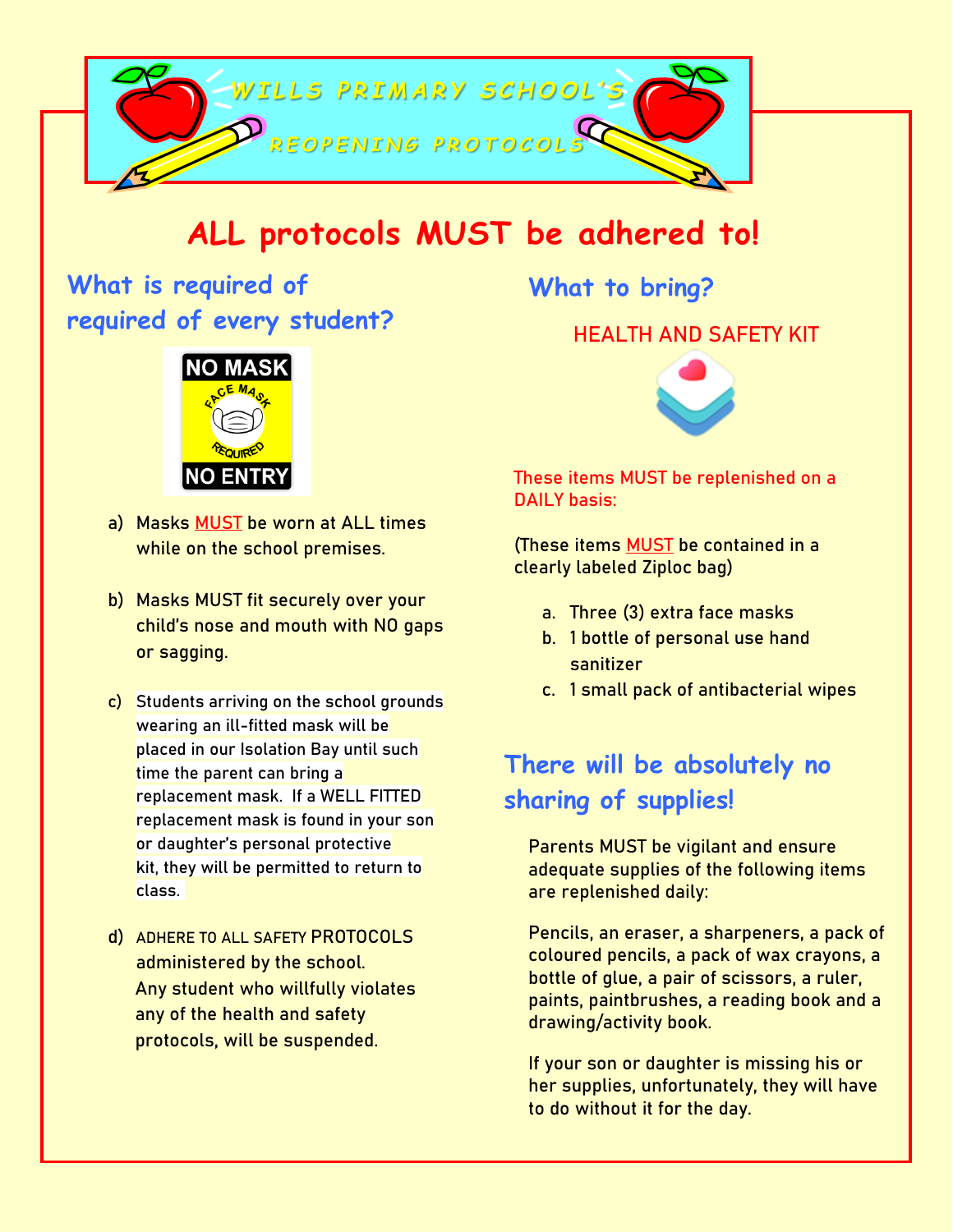# WILLS PRIMARY SCHOOL'S

## REOPENING PROTOCOLS

## ALL protocols MUST be adhered to!

### What is required of required of every student?

NO MASK

FACE MASK REQUIRED

NO ENTRY

a) Masks MUST be worn at ALL times while on the school premises.

b) Masks MUST fit securely over your child's nose and mouth with NO gaps or sagging.

c) Students arriving on the school grounds wearing an ill-fitted mask will be placed in our Isolation Bay until such time the parent can bring a replacement mask. If a WELL FITTED replacement mask is found in your son or daughter's personal protective kit, they will be permitted to return to class.

d) ADHERE TO ALL SAFETY PROTOCOLS administered by the school. Any student who willfully violates any of the health and safety protocols, will be suspended.

### What to bring?

HEALTH AND SAFETY KIT

These items MUST be replenished on a DAILY basis:

(These items MUST be contained in a clearly labeled Ziploc bag)

a. Three (3) extra face masks
b. 1 bottle of personal use hand sanitizer
c. 1 small pack of antibacterial wipes

### There will be absolutely no sharing of supplies!

Parents MUST be vigilant and ensure adequate supplies of the following items are replenished daily:

Pencils, an eraser, a sharpeners, a pack of coloured pencils, a pack of wax crayons, a bottle of glue, a pair of scissors, a ruler, paints, paintbrushes, a reading book and a drawing/activity book.

If your son or daughter is missing his or her supplies, unfortunately, they will have to do without it for the day.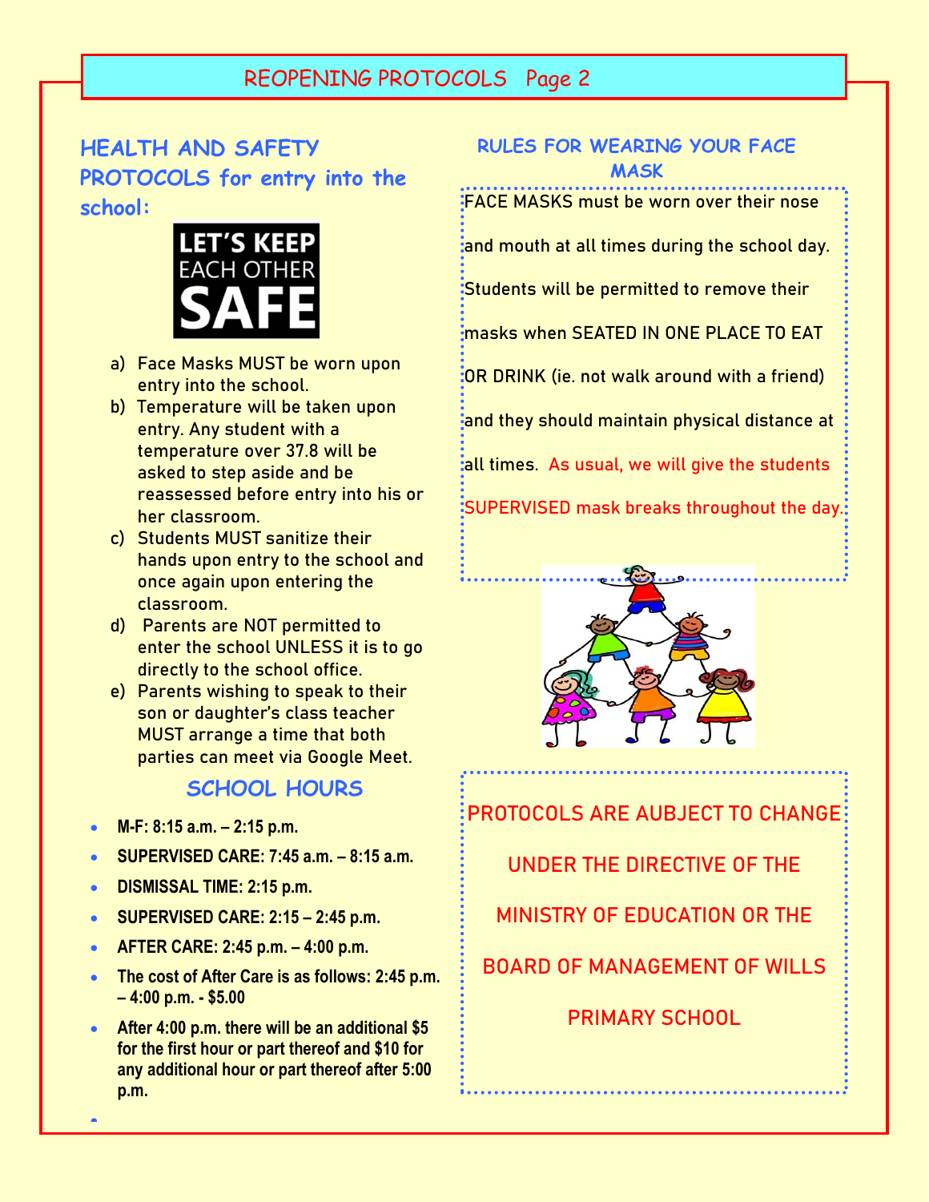## REOPENING PROTOCOLS Page 2

### HEALTH AND SAFETY PROTOCOLS for entry into the school:

LET'S KEEP EACH OTHER SAFE

a) Face Masks MUST be worn upon entry into the school.
b) Temperature will be taken upon entry. Any student with a temperature over 37.8 will be asked to step aside and be reassessed before entry into his or her classroom.
c) Students MUST sanitize their hands upon entry to the school and once again upon entering the classroom.
d) Parents are NOT permitted to enter the school UNLESS it is to go directly to the school office.
e) Parents wishing to speak to their son or daughter's class teacher MUST arrange a time that both parties can meet via Google Meet.

### SCHOOL HOURS

- **M-F: 8:15 a.m. – 2:15 p.m.**
- **SUPERVISED CARE: 7:45 a.m. – 8:15 a.m.**
- **DISMISSAL TIME: 2:15 p.m.**
- **SUPERVISED CARE: 2:15 – 2:45 p.m.**
- **AFTER CARE: 2:45 p.m. – 4:00 p.m.**
- **The cost of After Care is as follows: 2:45 p.m. – 4:00 p.m. - $5.00**
- **After 4:00 p.m. there will be an additional $5 for the first hour or part thereof and $10 for any additional hour or part thereof after 5:00 p.m.**

### RULES FOR WEARING YOUR FACE MASK

FACE MASKS must be worn over their nose and mouth at all times during the school day. Students will be permitted to remove their masks when SEATED IN ONE PLACE TO EAT OR DRINK (ie. not walk around with a friend) and they should maintain physical distance at all times. As usual, we will give the students SUPERVISED mask breaks throughout the day.

PROTOCOLS ARE AUBJECT TO CHANGE UNDER THE DIRECTIVE OF THE MINISTRY OF EDUCATION OR THE BOARD OF MANAGEMENT OF WILLS PRIMARY SCHOOL